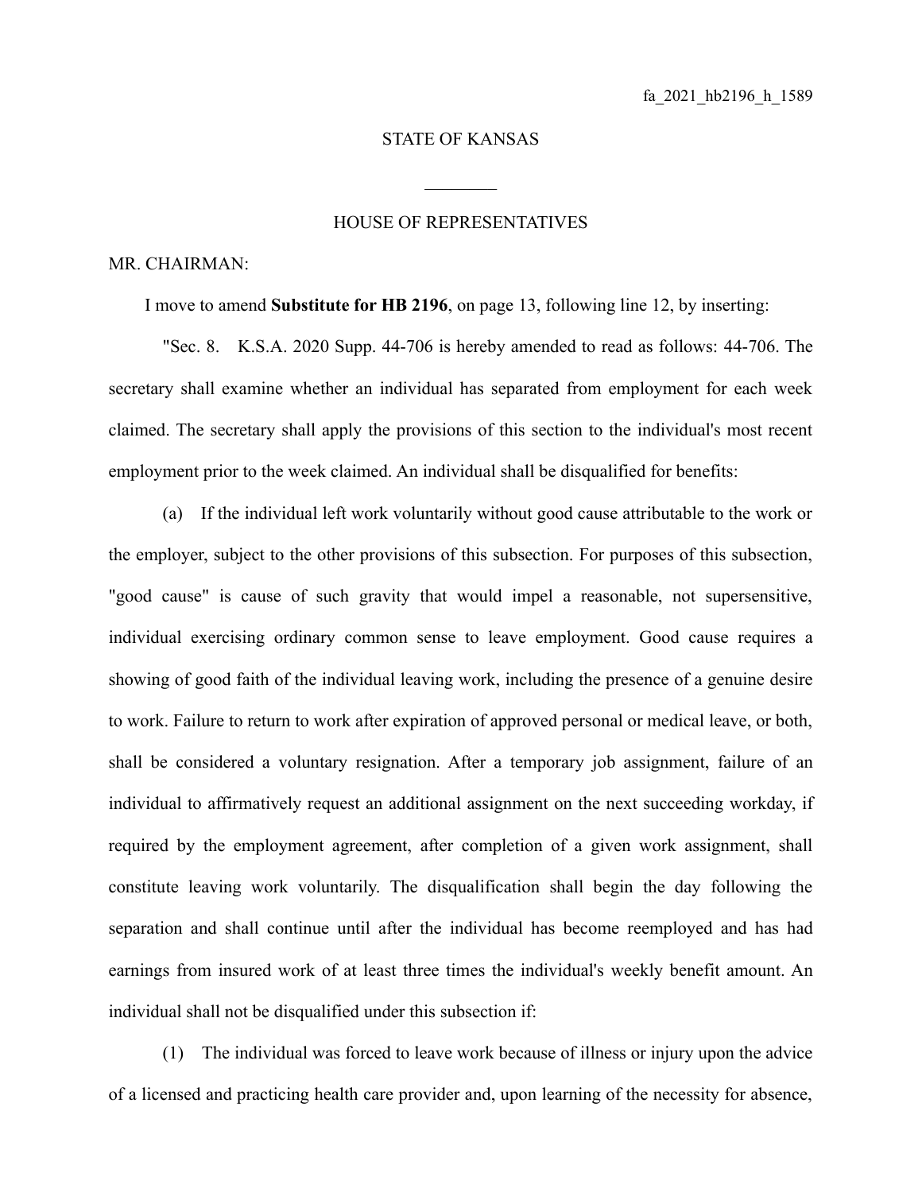fa_2021_hb2196_h_1589

STATE OF KANSAS

________

HOUSE OF REPRESENTATIVES

MR. CHAIRMAN:

I move to amend **Substitute for HB 2196**, on page 13, following line 12, by inserting:

"Sec. 8. K.S.A. 2020 Supp. 44-706 is hereby amended to read as follows: 44-706. The secretary shall examine whether an individual has separated from employment for each week claimed. The secretary shall apply the provisions of this section to the individual's most recent employment prior to the week claimed. An individual shall be disqualified for benefits:

(a) If the individual left work voluntarily without good cause attributable to the work or the employer, subject to the other provisions of this subsection. For purposes of this subsection, "good cause" is cause of such gravity that would impel a reasonable, not supersensitive, individual exercising ordinary common sense to leave employment. Good cause requires a showing of good faith of the individual leaving work, including the presence of a genuine desire to work. Failure to return to work after expiration of approved personal or medical leave, or both, shall be considered a voluntary resignation. After a temporary job assignment, failure of an individual to affirmatively request an additional assignment on the next succeeding workday, if required by the employment agreement, after completion of a given work assignment, shall constitute leaving work voluntarily. The disqualification shall begin the day following the separation and shall continue until after the individual has become reemployed and has had earnings from insured work of at least three times the individual's weekly benefit amount. An individual shall not be disqualified under this subsection if:

(1) The individual was forced to leave work because of illness or injury upon the advice of a licensed and practicing health care provider and, upon learning of the necessity for absence,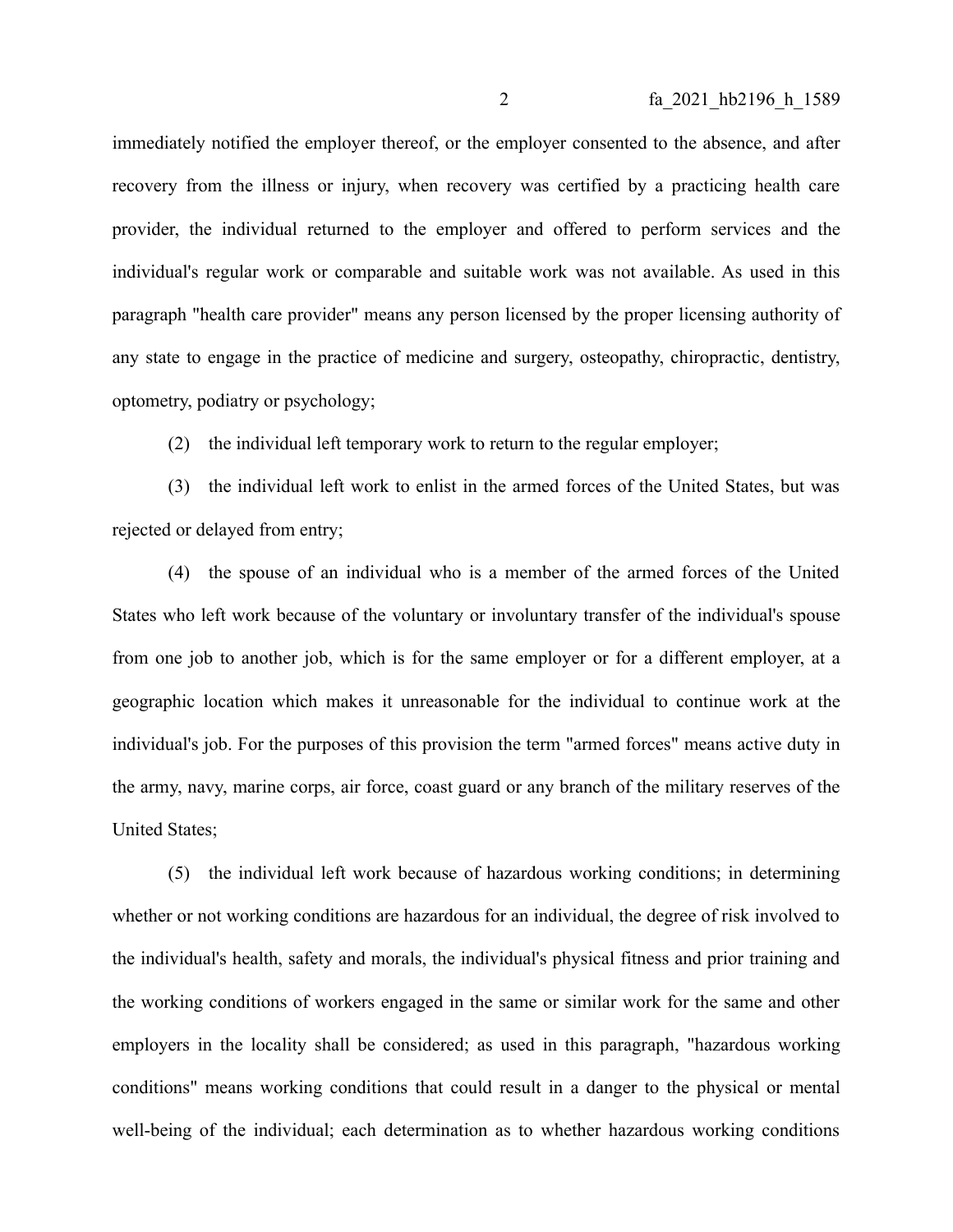immediately notified the employer thereof, or the employer consented to the absence, and after recovery from the illness or injury, when recovery was certified by a practicing health care provider, the individual returned to the employer and offered to perform services and the individual's regular work or comparable and suitable work was not available. As used in this paragraph "health care provider" means any person licensed by the proper licensing authority of any state to engage in the practice of medicine and surgery, osteopathy, chiropractic, dentistry, optometry, podiatry or psychology;

(2) the individual left temporary work to return to the regular employer;

(3) the individual left work to enlist in the armed forces of the United States, but was rejected or delayed from entry;

(4) the spouse of an individual who is a member of the armed forces of the United States who left work because of the voluntary or involuntary transfer of the individual's spouse from one job to another job, which is for the same employer or for a different employer, at a geographic location which makes it unreasonable for the individual to continue work at the individual's job. For the purposes of this provision the term "armed forces" means active duty in the army, navy, marine corps, air force, coast guard or any branch of the military reserves of the United States;

(5) the individual left work because of hazardous working conditions; in determining whether or not working conditions are hazardous for an individual, the degree of risk involved to the individual's health, safety and morals, the individual's physical fitness and prior training and the working conditions of workers engaged in the same or similar work for the same and other employers in the locality shall be considered; as used in this paragraph, "hazardous working conditions" means working conditions that could result in a danger to the physical or mental well-being of the individual; each determination as to whether hazardous working conditions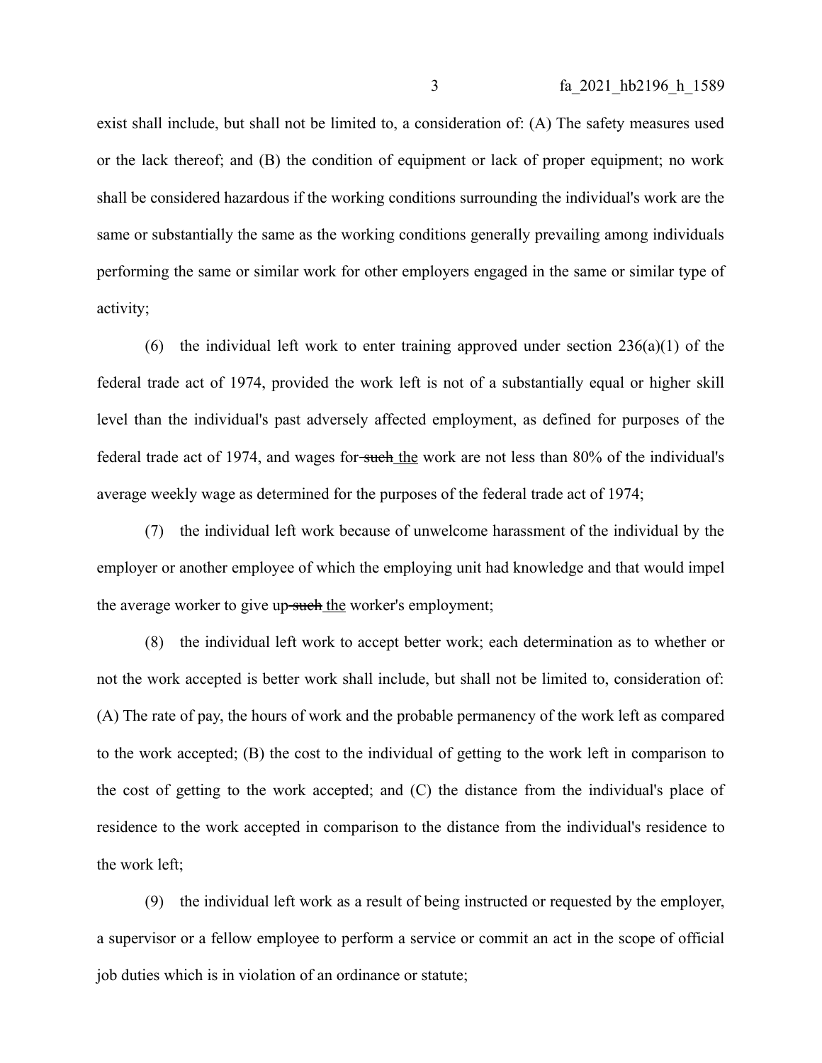exist shall include, but shall not be limited to, a consideration of: (A) The safety measures used or the lack thereof; and (B) the condition of equipment or lack of proper equipment; no work shall be considered hazardous if the working conditions surrounding the individual's work are the same or substantially the same as the working conditions generally prevailing among individuals performing the same or similar work for other employers engaged in the same or similar type of activity;

(6) the individual left work to enter training approved under section 236(a)(1) of the federal trade act of 1974, provided the work left is not of a substantially equal or higher skill level than the individual's past adversely affected employment, as defined for purposes of the federal trade act of 1974, and wages for ~~such~~ <u>the</u> work are not less than 80% of the individual's average weekly wage as determined for the purposes of the federal trade act of 1974;

(7) the individual left work because of unwelcome harassment of the individual by the employer or another employee of which the employing unit had knowledge and that would impel the average worker to give up ~~such~~ <u>the</u> worker's employment;

(8) the individual left work to accept better work; each determination as to whether or not the work accepted is better work shall include, but shall not be limited to, consideration of: (A) The rate of pay, the hours of work and the probable permanency of the work left as compared to the work accepted; (B) the cost to the individual of getting to the work left in comparison to the cost of getting to the work accepted; and (C) the distance from the individual's place of residence to the work accepted in comparison to the distance from the individual's residence to the work left;

(9) the individual left work as a result of being instructed or requested by the employer, a supervisor or a fellow employee to perform a service or commit an act in the scope of official job duties which is in violation of an ordinance or statute;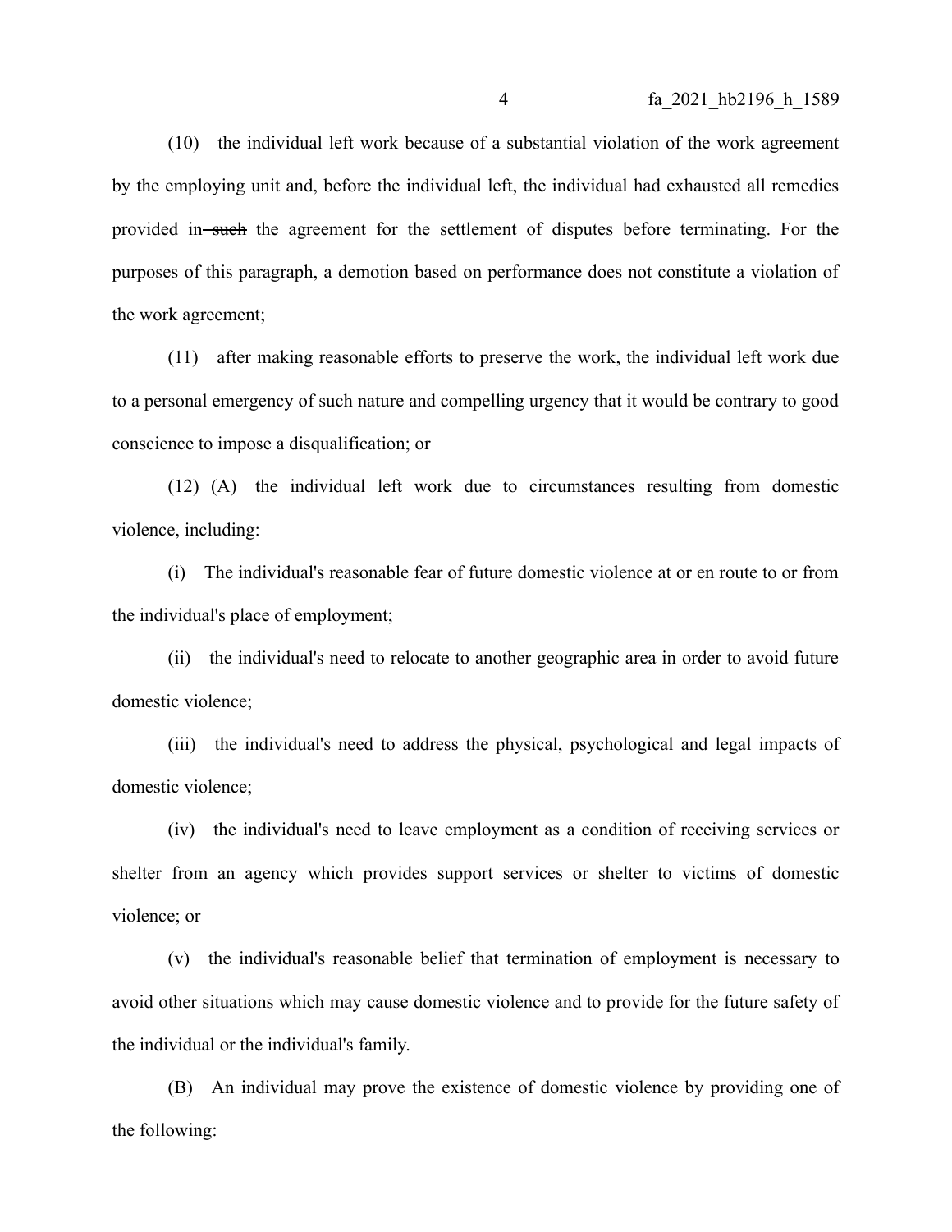(10) the individual left work because of a substantial violation of the work agreement by the employing unit and, before the individual left, the individual had exhausted all remedies provided in ~~such~~ <u>the</u> agreement for the settlement of disputes before terminating. For the purposes of this paragraph, a demotion based on performance does not constitute a violation of the work agreement;

(11) after making reasonable efforts to preserve the work, the individual left work due to a personal emergency of such nature and compelling urgency that it would be contrary to good conscience to impose a disqualification; or

(12) (A) the individual left work due to circumstances resulting from domestic violence, including:

(i) The individual's reasonable fear of future domestic violence at or en route to or from the individual's place of employment;

(ii) the individual's need to relocate to another geographic area in order to avoid future domestic violence;

(iii) the individual's need to address the physical, psychological and legal impacts of domestic violence;

(iv) the individual's need to leave employment as a condition of receiving services or shelter from an agency which provides support services or shelter to victims of domestic violence; or

(v) the individual's reasonable belief that termination of employment is necessary to avoid other situations which may cause domestic violence and to provide for the future safety of the individual or the individual's family.

(B) An individual may prove the existence of domestic violence by providing one of the following: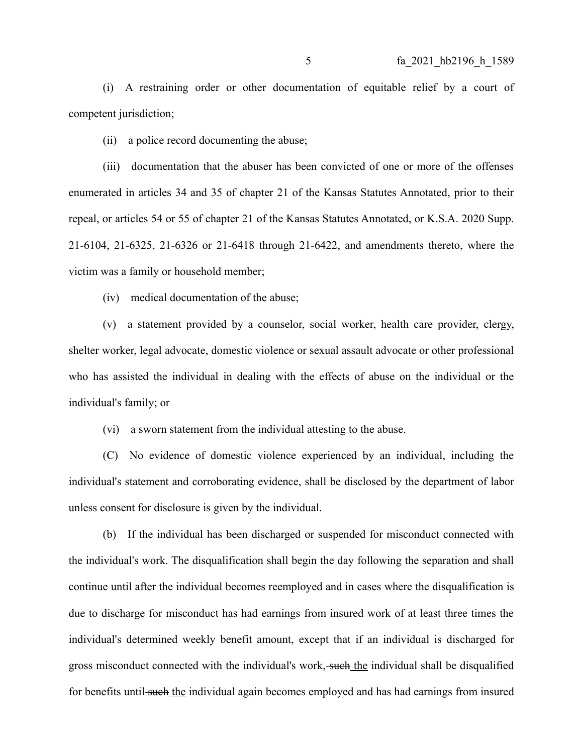(i) A restraining order or other documentation of equitable relief by a court of competent jurisdiction;

(ii) a police record documenting the abuse;

(iii) documentation that the abuser has been convicted of one or more of the offenses enumerated in articles 34 and 35 of chapter 21 of the Kansas Statutes Annotated, prior to their repeal, or articles 54 or 55 of chapter 21 of the Kansas Statutes Annotated, or K.S.A. 2020 Supp. 21-6104, 21-6325, 21-6326 or 21-6418 through 21-6422, and amendments thereto, where the victim was a family or household member;

(iv) medical documentation of the abuse;

(v) a statement provided by a counselor, social worker, health care provider, clergy, shelter worker, legal advocate, domestic violence or sexual assault advocate or other professional who has assisted the individual in dealing with the effects of abuse on the individual or the individual's family; or

(vi) a sworn statement from the individual attesting to the abuse.

(C) No evidence of domestic violence experienced by an individual, including the individual's statement and corroborating evidence, shall be disclosed by the department of labor unless consent for disclosure is given by the individual.

(b) If the individual has been discharged or suspended for misconduct connected with the individual's work. The disqualification shall begin the day following the separation and shall continue until after the individual becomes reemployed and in cases where the disqualification is due to discharge for misconduct has had earnings from insured work of at least three times the individual's determined weekly benefit amount, except that if an individual is discharged for gross misconduct connected with the individual's work, ~~such~~ the individual shall be disqualified for benefits until ~~such~~ the individual again becomes employed and has had earnings from insured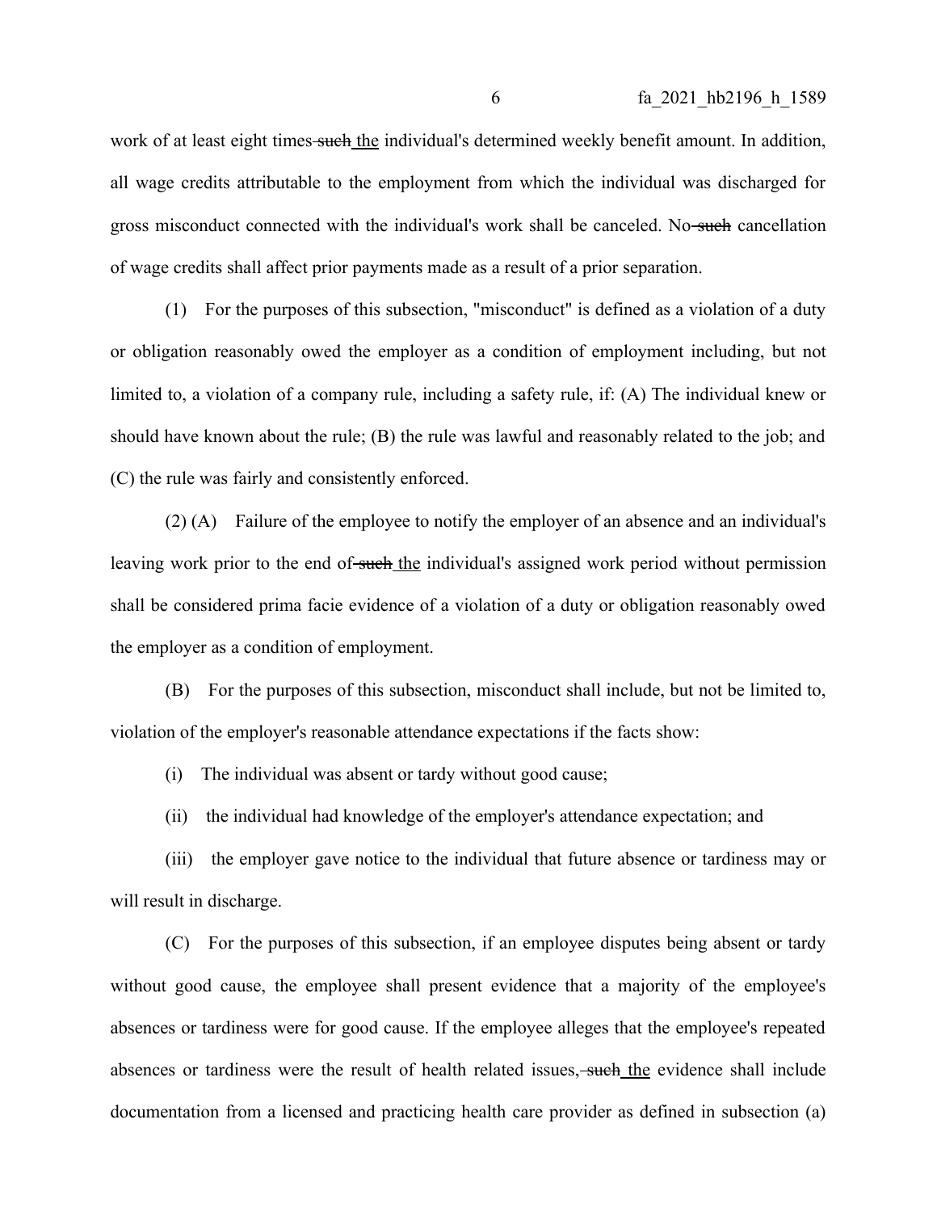work of at least eight times ~~such~~ <u>the</u> individual's determined weekly benefit amount. In addition, all wage credits attributable to the employment from which the individual was discharged for gross misconduct connected with the individual's work shall be canceled. No ~~such~~ cancellation of wage credits shall affect prior payments made as a result of a prior separation.

(1) For the purposes of this subsection, "misconduct" is defined as a violation of a duty or obligation reasonably owed the employer as a condition of employment including, but not limited to, a violation of a company rule, including a safety rule, if: (A) The individual knew or should have known about the rule; (B) the rule was lawful and reasonably related to the job; and (C) the rule was fairly and consistently enforced.

(2) (A) Failure of the employee to notify the employer of an absence and an individual's leaving work prior to the end of ~~such~~ <u>the</u> individual's assigned work period without permission shall be considered prima facie evidence of a violation of a duty or obligation reasonably owed the employer as a condition of employment.

(B) For the purposes of this subsection, misconduct shall include, but not be limited to, violation of the employer's reasonable attendance expectations if the facts show:

(i) The individual was absent or tardy without good cause;

(ii) the individual had knowledge of the employer's attendance expectation; and

(iii) the employer gave notice to the individual that future absence or tardiness may or will result in discharge.

(C) For the purposes of this subsection, if an employee disputes being absent or tardy without good cause, the employee shall present evidence that a majority of the employee's absences or tardiness were for good cause. If the employee alleges that the employee's repeated absences or tardiness were the result of health related issues, ~~such~~ <u>the</u> evidence shall include documentation from a licensed and practicing health care provider as defined in subsection (a)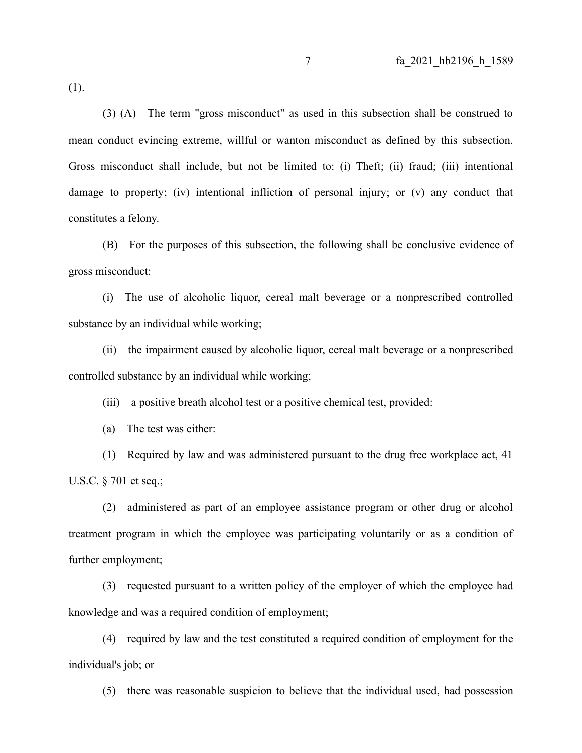(1).

(3) (A) The term "gross misconduct" as used in this subsection shall be construed to mean conduct evincing extreme, willful or wanton misconduct as defined by this subsection. Gross misconduct shall include, but not be limited to: (i) Theft; (ii) fraud; (iii) intentional damage to property; (iv) intentional infliction of personal injury; or (v) any conduct that constitutes a felony.

(B) For the purposes of this subsection, the following shall be conclusive evidence of gross misconduct:

(i) The use of alcoholic liquor, cereal malt beverage or a nonprescribed controlled substance by an individual while working;

(ii) the impairment caused by alcoholic liquor, cereal malt beverage or a nonprescribed controlled substance by an individual while working;

(iii) a positive breath alcohol test or a positive chemical test, provided:

(a) The test was either:

(1) Required by law and was administered pursuant to the drug free workplace act, 41 U.S.C. § 701 et seq.;

(2) administered as part of an employee assistance program or other drug or alcohol treatment program in which the employee was participating voluntarily or as a condition of further employment;

(3) requested pursuant to a written policy of the employer of which the employee had knowledge and was a required condition of employment;

(4) required by law and the test constituted a required condition of employment for the individual's job; or

(5) there was reasonable suspicion to believe that the individual used, had possession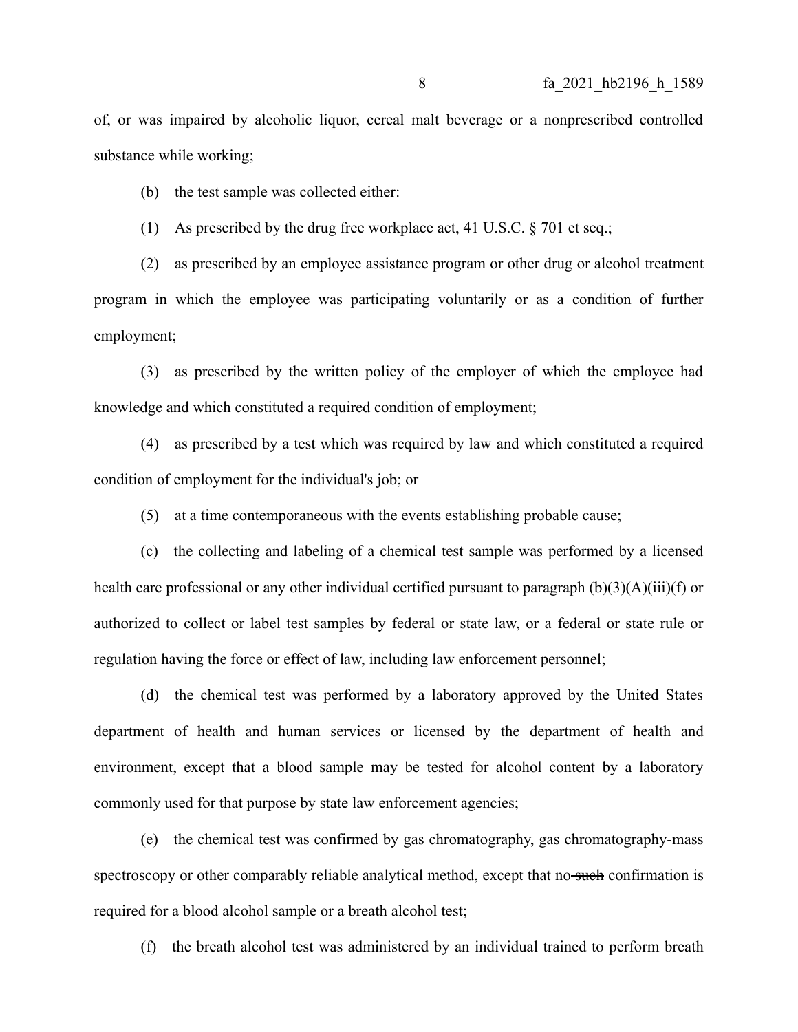of, or was impaired by alcoholic liquor, cereal malt beverage or a nonprescribed controlled substance while working;

(b) the test sample was collected either:

(1) As prescribed by the drug free workplace act, 41 U.S.C. § 701 et seq.;

(2) as prescribed by an employee assistance program or other drug or alcohol treatment program in which the employee was participating voluntarily or as a condition of further employment;

(3) as prescribed by the written policy of the employer of which the employee had knowledge and which constituted a required condition of employment;

(4) as prescribed by a test which was required by law and which constituted a required condition of employment for the individual's job; or

(5) at a time contemporaneous with the events establishing probable cause;

(c) the collecting and labeling of a chemical test sample was performed by a licensed health care professional or any other individual certified pursuant to paragraph (b)(3)(A)(iii)(f) or authorized to collect or label test samples by federal or state law, or a federal or state rule or regulation having the force or effect of law, including law enforcement personnel;

(d) the chemical test was performed by a laboratory approved by the United States department of health and human services or licensed by the department of health and environment, except that a blood sample may be tested for alcohol content by a laboratory commonly used for that purpose by state law enforcement agencies;

(e) the chemical test was confirmed by gas chromatography, gas chromatography-mass spectroscopy or other comparably reliable analytical method, except that no ~~such~~ confirmation is required for a blood alcohol sample or a breath alcohol test;

(f) the breath alcohol test was administered by an individual trained to perform breath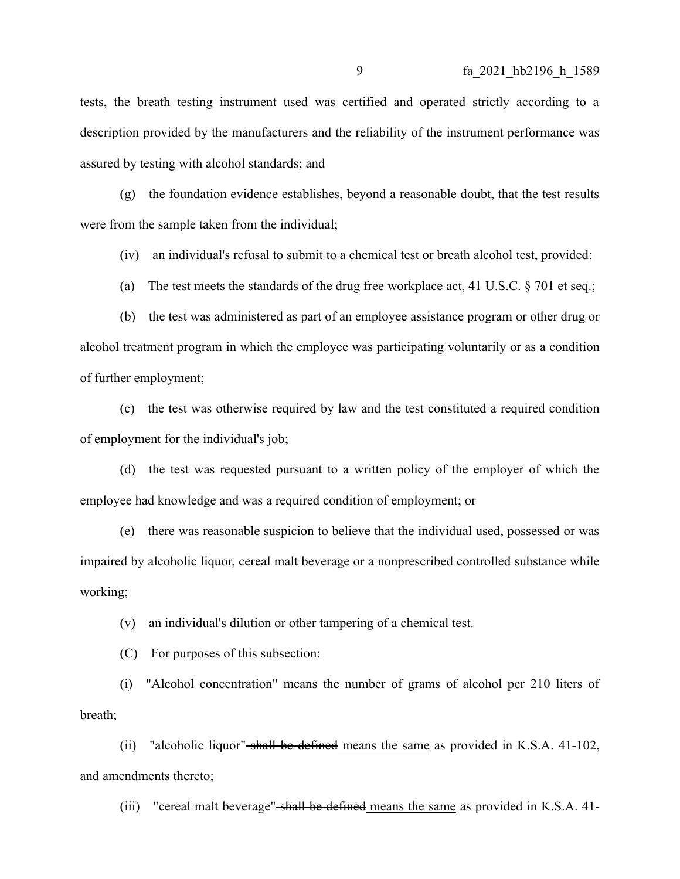tests, the breath testing instrument used was certified and operated strictly according to a description provided by the manufacturers and the reliability of the instrument performance was assured by testing with alcohol standards; and

(g) the foundation evidence establishes, beyond a reasonable doubt, that the test results were from the sample taken from the individual;

(iv) an individual's refusal to submit to a chemical test or breath alcohol test, provided:

(a) The test meets the standards of the drug free workplace act, 41 U.S.C. § 701 et seq.;

(b) the test was administered as part of an employee assistance program or other drug or alcohol treatment program in which the employee was participating voluntarily or as a condition of further employment;

(c) the test was otherwise required by law and the test constituted a required condition of employment for the individual's job;

(d) the test was requested pursuant to a written policy of the employer of which the employee had knowledge and was a required condition of employment; or

(e) there was reasonable suspicion to believe that the individual used, possessed or was impaired by alcoholic liquor, cereal malt beverage or a nonprescribed controlled substance while working;

(v) an individual's dilution or other tampering of a chemical test.

(C) For purposes of this subsection:

(i) "Alcohol concentration" means the number of grams of alcohol per 210 liters of breath;

(ii) "alcoholic liquor" ~~shall be defined~~ means the same as provided in K.S.A. 41-102, and amendments thereto;

(iii) "cereal malt beverage" ~~shall be defined~~ means the same as provided in K.S.A. 41-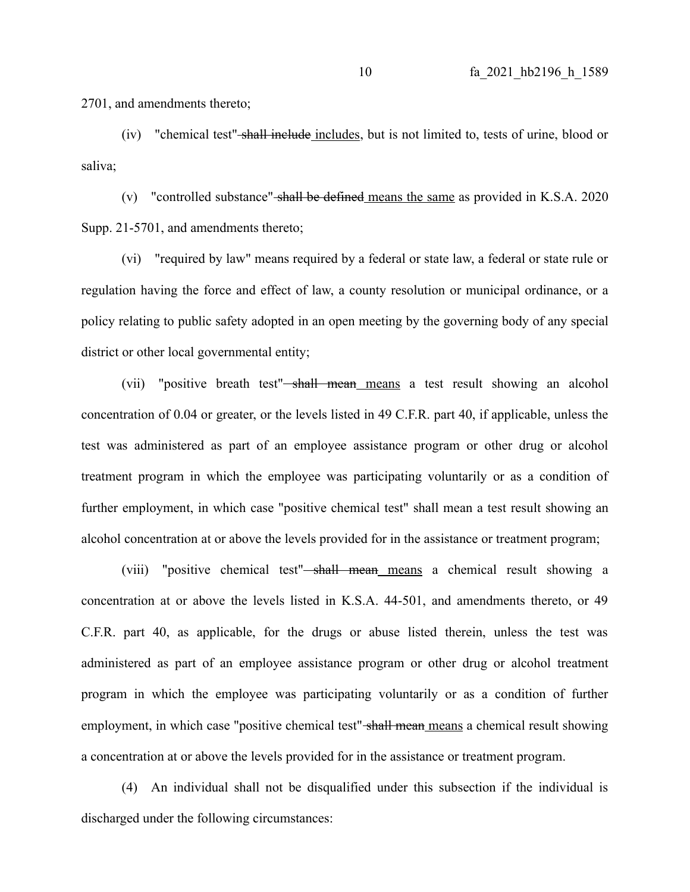2701, and amendments thereto;

(iv) "chemical test" ~~shall include~~ includes, but is not limited to, tests of urine, blood or saliva;

(v) "controlled substance" ~~shall be defined~~ means the same as provided in K.S.A. 2020 Supp. 21-5701, and amendments thereto;

(vi) "required by law" means required by a federal or state law, a federal or state rule or regulation having the force and effect of law, a county resolution or municipal ordinance, or a policy relating to public safety adopted in an open meeting by the governing body of any special district or other local governmental entity;

(vii) "positive breath test" ~~shall mean~~ means a test result showing an alcohol concentration of 0.04 or greater, or the levels listed in 49 C.F.R. part 40, if applicable, unless the test was administered as part of an employee assistance program or other drug or alcohol treatment program in which the employee was participating voluntarily or as a condition of further employment, in which case "positive chemical test" shall mean a test result showing an alcohol concentration at or above the levels provided for in the assistance or treatment program;

(viii) "positive chemical test" ~~shall mean~~ means a chemical result showing a concentration at or above the levels listed in K.S.A. 44-501, and amendments thereto, or 49 C.F.R. part 40, as applicable, for the drugs or abuse listed therein, unless the test was administered as part of an employee assistance program or other drug or alcohol treatment program in which the employee was participating voluntarily or as a condition of further employment, in which case "positive chemical test" ~~shall mean~~ means a chemical result showing a concentration at or above the levels provided for in the assistance or treatment program.

(4) An individual shall not be disqualified under this subsection if the individual is discharged under the following circumstances: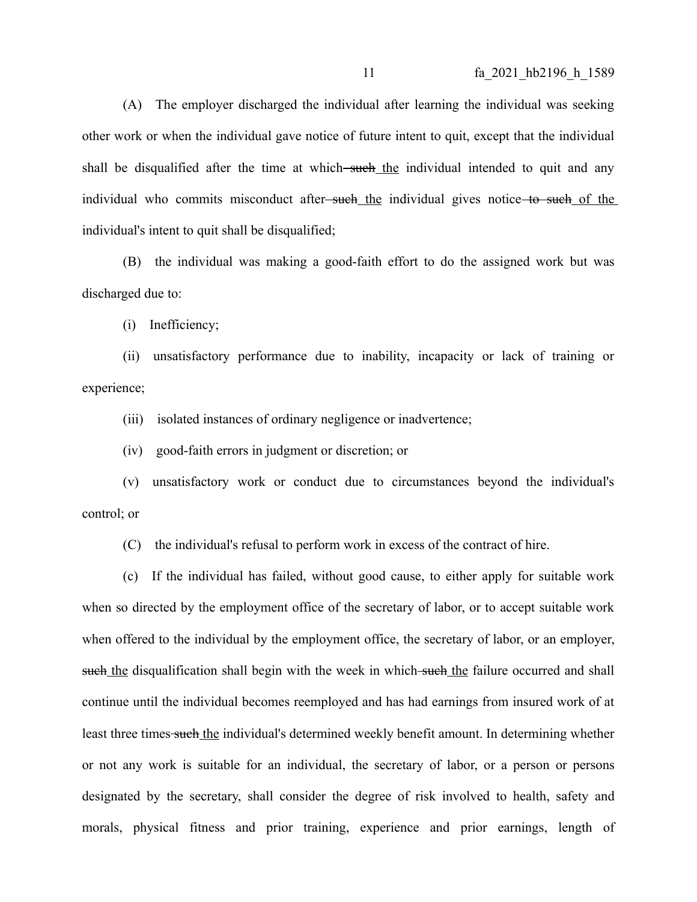(A) The employer discharged the individual after learning the individual was seeking other work or when the individual gave notice of future intent to quit, except that the individual shall be disqualified after the time at which ~~such~~ <u>the</u> individual intended to quit and any individual who commits misconduct after ~~such~~ <u>the</u> individual gives notice ~~to such~~ <u>of the</u> individual's intent to quit shall be disqualified;

(B) the individual was making a good-faith effort to do the assigned work but was discharged due to:

(i) Inefficiency;

(ii) unsatisfactory performance due to inability, incapacity or lack of training or experience;

(iii) isolated instances of ordinary negligence or inadvertence;

(iv) good-faith errors in judgment or discretion; or

(v) unsatisfactory work or conduct due to circumstances beyond the individual's control; or

(C) the individual's refusal to perform work in excess of the contract of hire.

(c) If the individual has failed, without good cause, to either apply for suitable work when so directed by the employment office of the secretary of labor, or to accept suitable work when offered to the individual by the employment office, the secretary of labor, or an employer, ~~such~~ <u>the</u> disqualification shall begin with the week in which ~~such~~ <u>the</u> failure occurred and shall continue until the individual becomes reemployed and has had earnings from insured work of at least three times ~~such~~ <u>the</u> individual's determined weekly benefit amount. In determining whether or not any work is suitable for an individual, the secretary of labor, or a person or persons designated by the secretary, shall consider the degree of risk involved to health, safety and morals, physical fitness and prior training, experience and prior earnings, length of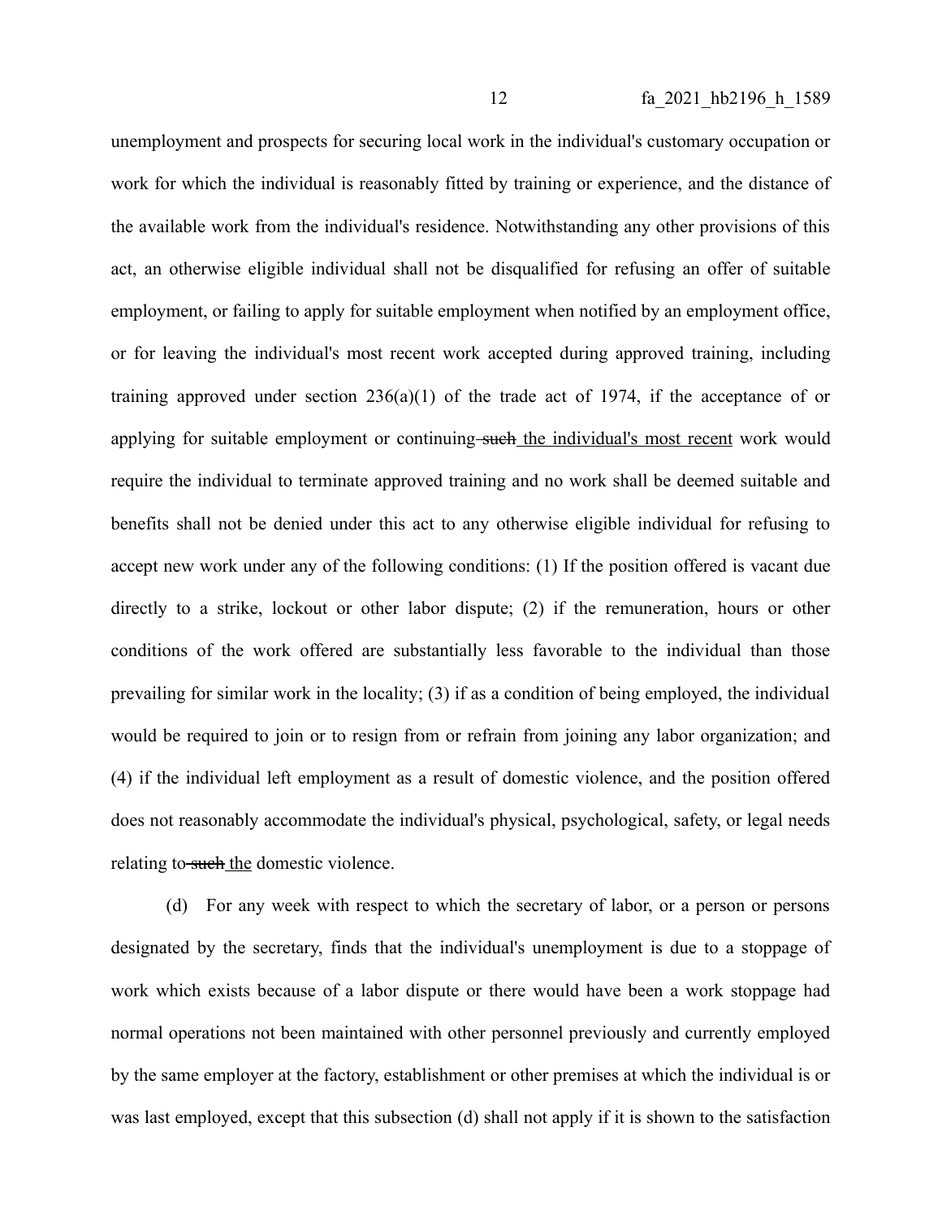unemployment and prospects for securing local work in the individual's customary occupation or work for which the individual is reasonably fitted by training or experience, and the distance of the available work from the individual's residence. Notwithstanding any other provisions of this act, an otherwise eligible individual shall not be disqualified for refusing an offer of suitable employment, or failing to apply for suitable employment when notified by an employment office, or for leaving the individual's most recent work accepted during approved training, including training approved under section 236(a)(1) of the trade act of 1974, if the acceptance of or applying for suitable employment or continuing ~~such~~ <u>the individual's most recent</u> work would require the individual to terminate approved training and no work shall be deemed suitable and benefits shall not be denied under this act to any otherwise eligible individual for refusing to accept new work under any of the following conditions: (1) If the position offered is vacant due directly to a strike, lockout or other labor dispute; (2) if the remuneration, hours or other conditions of the work offered are substantially less favorable to the individual than those prevailing for similar work in the locality; (3) if as a condition of being employed, the individual would be required to join or to resign from or refrain from joining any labor organization; and (4) if the individual left employment as a result of domestic violence, and the position offered does not reasonably accommodate the individual's physical, psychological, safety, or legal needs relating to ~~such~~ <u>the</u> domestic violence.

(d) For any week with respect to which the secretary of labor, or a person or persons designated by the secretary, finds that the individual's unemployment is due to a stoppage of work which exists because of a labor dispute or there would have been a work stoppage had normal operations not been maintained with other personnel previously and currently employed by the same employer at the factory, establishment or other premises at which the individual is or was last employed, except that this subsection (d) shall not apply if it is shown to the satisfaction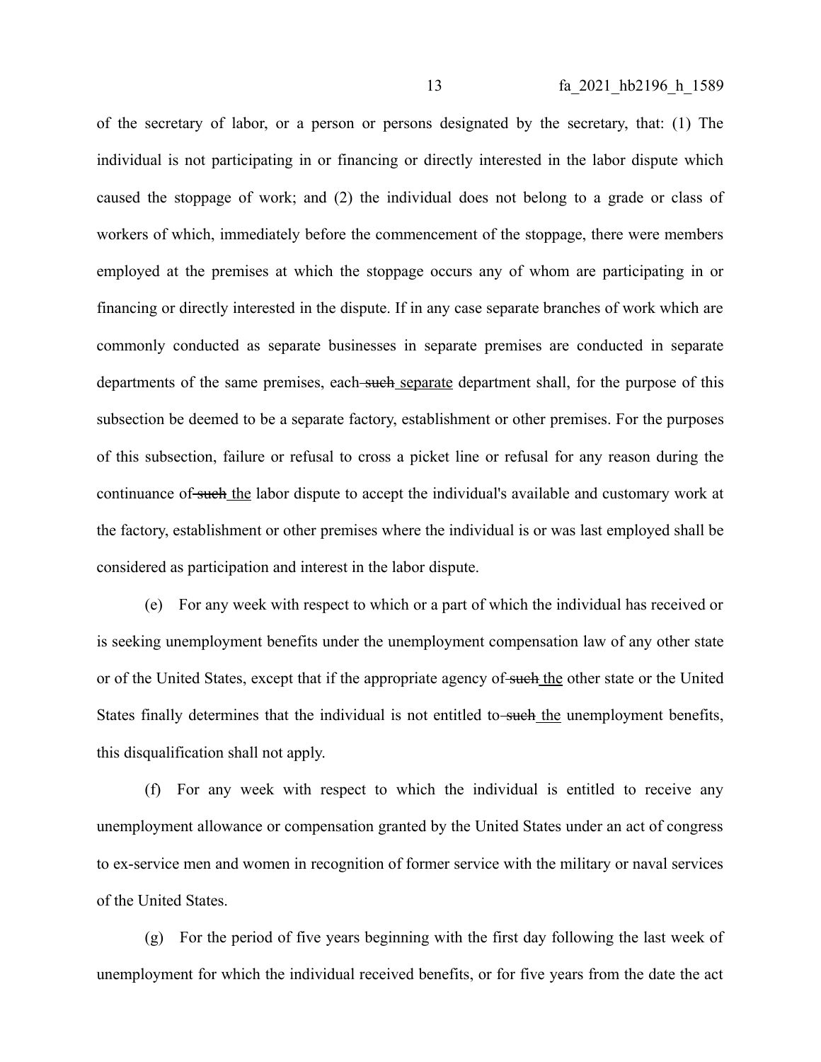of the secretary of labor, or a person or persons designated by the secretary, that: (1) The individual is not participating in or financing or directly interested in the labor dispute which caused the stoppage of work; and (2) the individual does not belong to a grade or class of workers of which, immediately before the commencement of the stoppage, there were members employed at the premises at which the stoppage occurs any of whom are participating in or financing or directly interested in the dispute. If in any case separate branches of work which are commonly conducted as separate businesses in separate premises are conducted in separate departments of the same premises, each ~~such~~ <u>separate</u> department shall, for the purpose of this subsection be deemed to be a separate factory, establishment or other premises. For the purposes of this subsection, failure or refusal to cross a picket line or refusal for any reason during the continuance of ~~such~~ <u>the</u> labor dispute to accept the individual's available and customary work at the factory, establishment or other premises where the individual is or was last employed shall be considered as participation and interest in the labor dispute.

(e) For any week with respect to which or a part of which the individual has received or is seeking unemployment benefits under the unemployment compensation law of any other state or of the United States, except that if the appropriate agency of ~~such~~ <u>the</u> other state or the United States finally determines that the individual is not entitled to ~~such~~ <u>the</u> unemployment benefits, this disqualification shall not apply.

(f) For any week with respect to which the individual is entitled to receive any unemployment allowance or compensation granted by the United States under an act of congress to ex-service men and women in recognition of former service with the military or naval services of the United States.

(g) For the period of five years beginning with the first day following the last week of unemployment for which the individual received benefits, or for five years from the date the act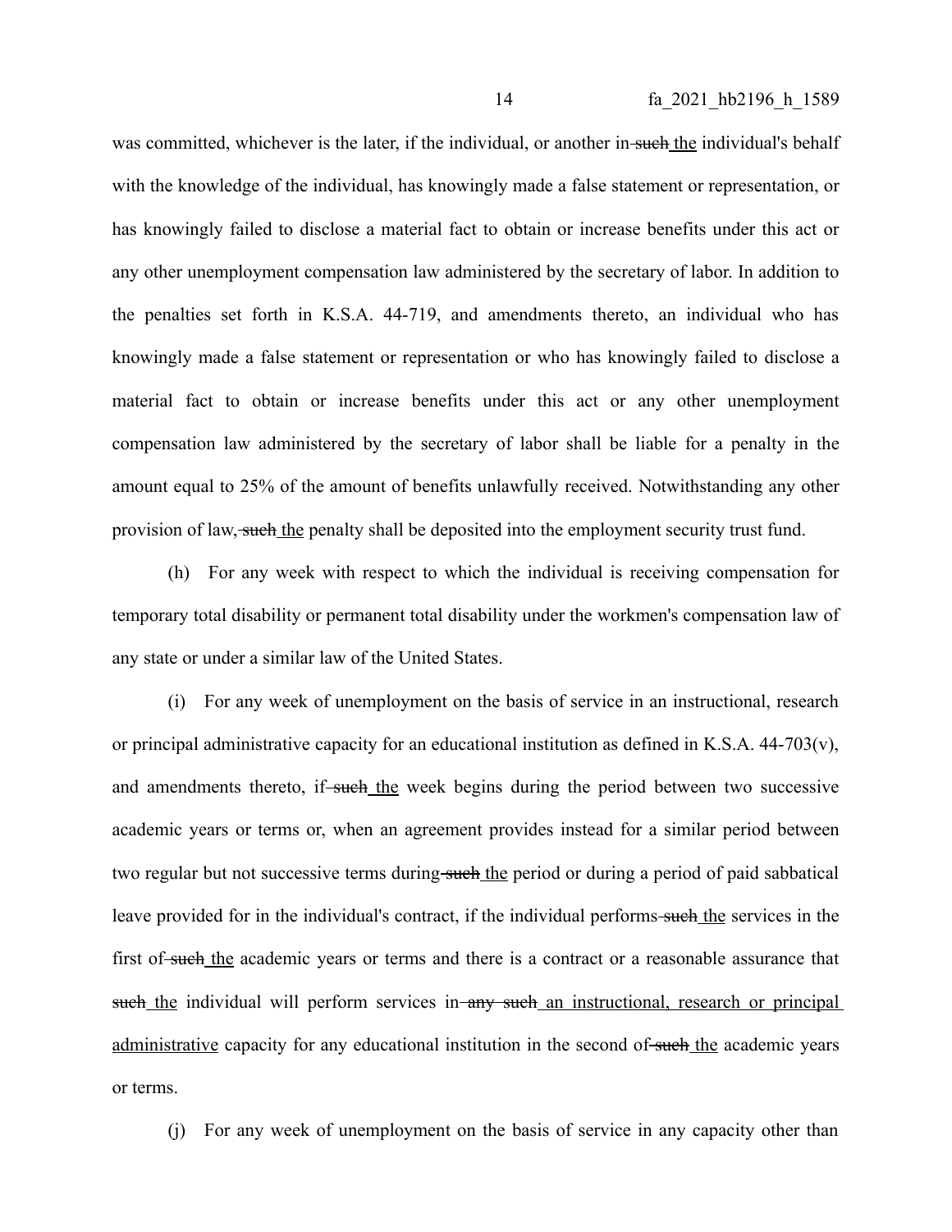was committed, whichever is the later, if the individual, or another in ~~such~~ the individual's behalf with the knowledge of the individual, has knowingly made a false statement or representation, or has knowingly failed to disclose a material fact to obtain or increase benefits under this act or any other unemployment compensation law administered by the secretary of labor. In addition to the penalties set forth in K.S.A. 44-719, and amendments thereto, an individual who has knowingly made a false statement or representation or who has knowingly failed to disclose a material fact to obtain or increase benefits under this act or any other unemployment compensation law administered by the secretary of labor shall be liable for a penalty in the amount equal to 25% of the amount of benefits unlawfully received. Notwithstanding any other provision of law, ~~such~~ the penalty shall be deposited into the employment security trust fund.

(h) For any week with respect to which the individual is receiving compensation for temporary total disability or permanent total disability under the workmen's compensation law of any state or under a similar law of the United States.

(i) For any week of unemployment on the basis of service in an instructional, research or principal administrative capacity for an educational institution as defined in K.S.A. 44-703(v), and amendments thereto, if ~~such~~ the week begins during the period between two successive academic years or terms or, when an agreement provides instead for a similar period between two regular but not successive terms during ~~such~~ the period or during a period of paid sabbatical leave provided for in the individual's contract, if the individual performs ~~such~~ the services in the first of ~~such~~ the academic years or terms and there is a contract or a reasonable assurance that ~~such~~ the individual will perform services in ~~any such~~ an instructional, research or principal administrative capacity for any educational institution in the second of ~~such~~ the academic years or terms.

(j) For any week of unemployment on the basis of service in any capacity other than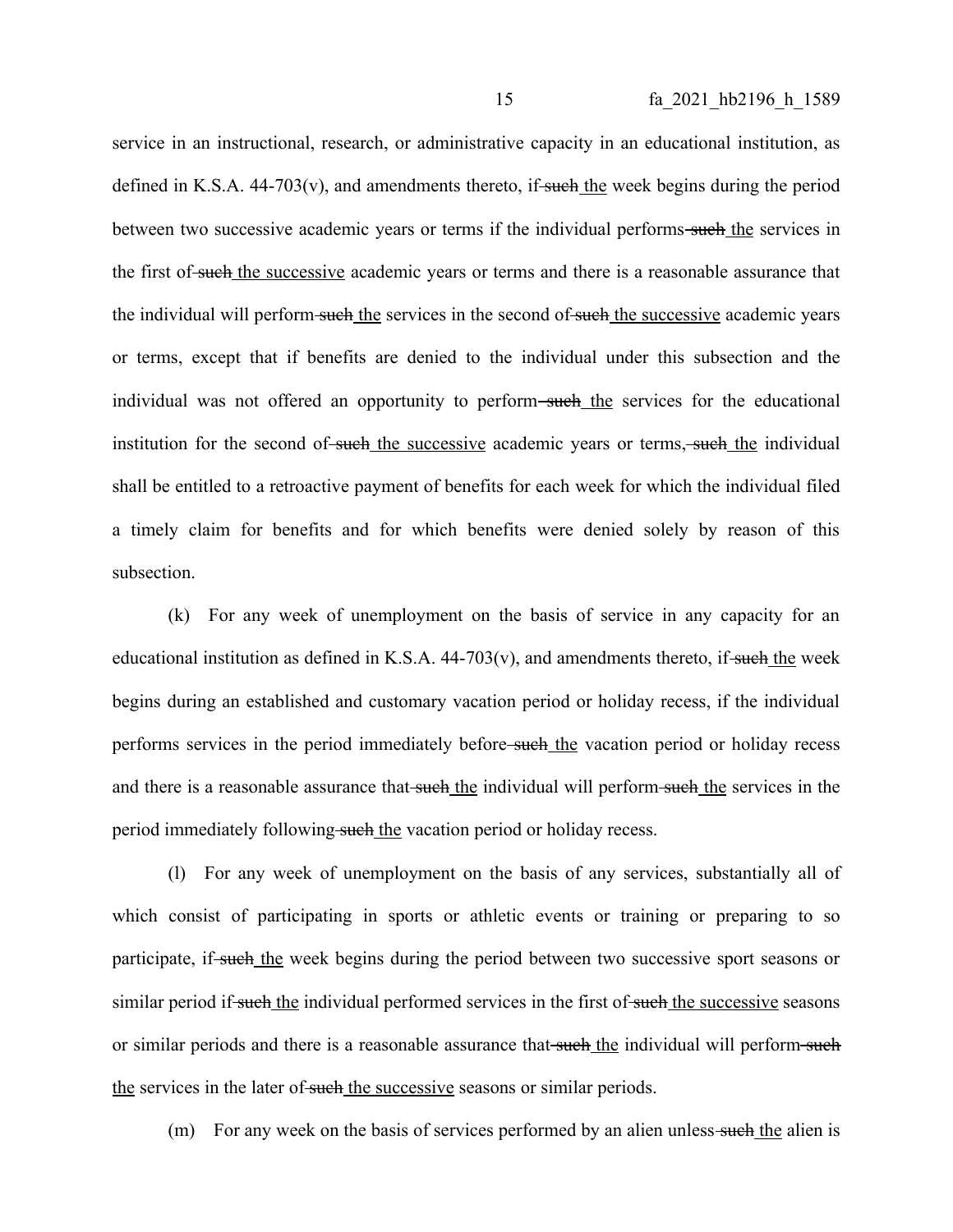service in an instructional, research, or administrative capacity in an educational institution, as defined in K.S.A. 44-703(v), and amendments thereto, if ~~such~~ <u>the</u> week begins during the period between two successive academic years or terms if the individual performs ~~such~~ <u>the</u> services in the first of ~~such~~ <u>the successive</u> academic years or terms and there is a reasonable assurance that the individual will perform ~~such~~ <u>the</u> services in the second of ~~such~~ <u>the successive</u> academic years or terms, except that if benefits are denied to the individual under this subsection and the individual was not offered an opportunity to perform ~~such~~ <u>the</u> services for the educational institution for the second of ~~such~~ <u>the successive</u> academic years or terms, ~~such~~ <u>the</u> individual shall be entitled to a retroactive payment of benefits for each week for which the individual filed a timely claim for benefits and for which benefits were denied solely by reason of this subsection.

(k) For any week of unemployment on the basis of service in any capacity for an educational institution as defined in K.S.A. 44-703(v), and amendments thereto, if ~~such~~ <u>the</u> week begins during an established and customary vacation period or holiday recess, if the individual performs services in the period immediately before ~~such~~ <u>the</u> vacation period or holiday recess and there is a reasonable assurance that ~~such~~ <u>the</u> individual will perform ~~such~~ <u>the</u> services in the period immediately following ~~such~~ <u>the</u> vacation period or holiday recess.

(l) For any week of unemployment on the basis of any services, substantially all of which consist of participating in sports or athletic events or training or preparing to so participate, if ~~such~~ <u>the</u> week begins during the period between two successive sport seasons or similar period if ~~such~~ <u>the</u> individual performed services in the first of ~~such~~ <u>the successive</u> seasons or similar periods and there is a reasonable assurance that ~~such~~ <u>the</u> individual will perform ~~such~~ <u>the</u> services in the later of ~~such~~ <u>the successive</u> seasons or similar periods.

(m) For any week on the basis of services performed by an alien unless ~~such~~ <u>the</u> alien is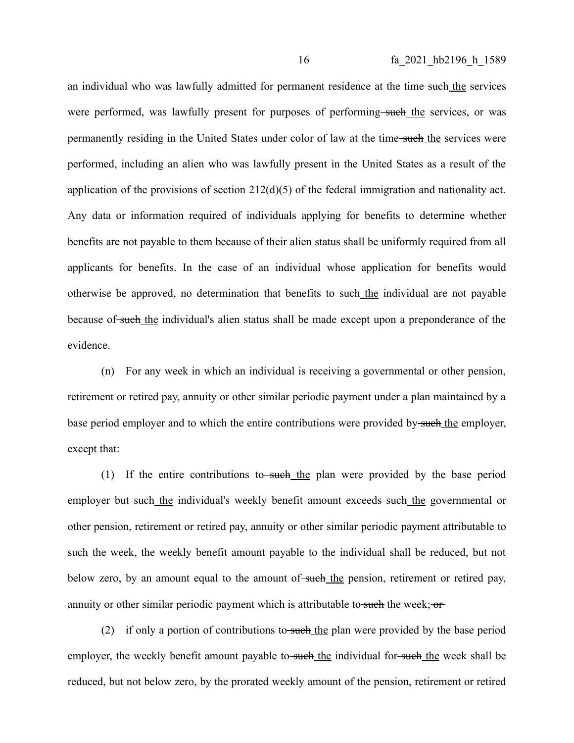an individual who was lawfully admitted for permanent residence at the time ~~such~~ <u>the</u> services were performed, was lawfully present for purposes of performing ~~such~~ <u>the</u> services, or was permanently residing in the United States under color of law at the time ~~such~~ <u>the</u> services were performed, including an alien who was lawfully present in the United States as a result of the application of the provisions of section 212(d)(5) of the federal immigration and nationality act. Any data or information required of individuals applying for benefits to determine whether benefits are not payable to them because of their alien status shall be uniformly required from all applicants for benefits. In the case of an individual whose application for benefits would otherwise be approved, no determination that benefits to ~~such~~ <u>the</u> individual are not payable because of ~~such~~ <u>the</u> individual's alien status shall be made except upon a preponderance of the evidence.

(n) For any week in which an individual is receiving a governmental or other pension, retirement or retired pay, annuity or other similar periodic payment under a plan maintained by a base period employer and to which the entire contributions were provided by ~~such~~ <u>the</u> employer, except that:

(1) If the entire contributions to ~~such~~ <u>the</u> plan were provided by the base period employer but ~~such~~ <u>the</u> individual's weekly benefit amount exceeds ~~such~~ <u>the</u> governmental or other pension, retirement or retired pay, annuity or other similar periodic payment attributable to ~~such~~ <u>the</u> week, the weekly benefit amount payable to the individual shall be reduced, but not below zero, by an amount equal to the amount of ~~such~~ <u>the</u> pension, retirement or retired pay, annuity or other similar periodic payment which is attributable to ~~such~~ <u>the</u> week; ~~or~~

(2) if only a portion of contributions to ~~such~~ <u>the</u> plan were provided by the base period employer, the weekly benefit amount payable to ~~such~~ <u>the</u> individual for ~~such~~ <u>the</u> week shall be reduced, but not below zero, by the prorated weekly amount of the pension, retirement or retired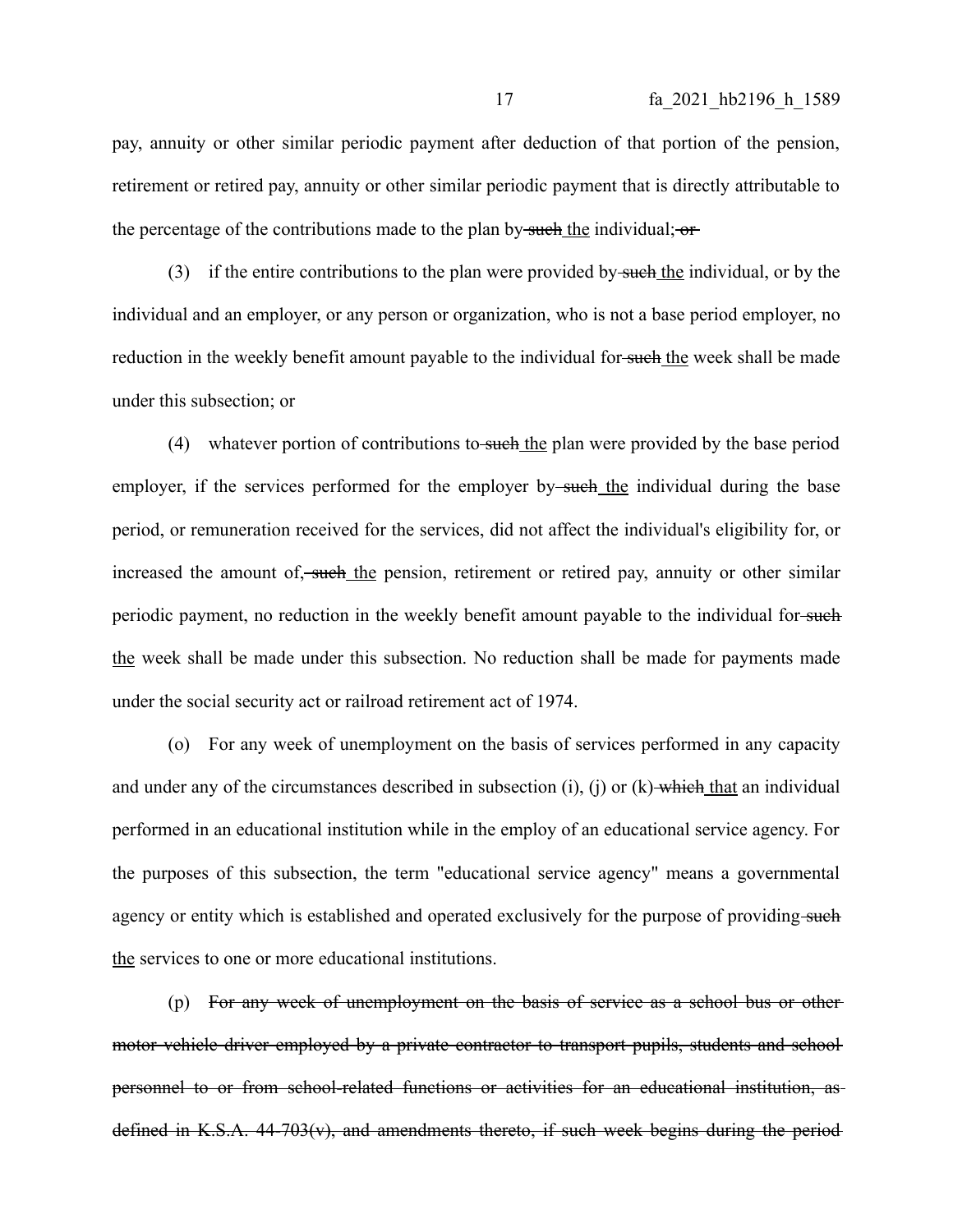pay, annuity or other similar periodic payment after deduction of that portion of the pension, retirement or retired pay, annuity or other similar periodic payment that is directly attributable to the percentage of the contributions made to the plan by ~~such~~ the individual; ~~or~~

(3) if the entire contributions to the plan were provided by ~~such~~ the individual, or by the individual and an employer, or any person or organization, who is not a base period employer, no reduction in the weekly benefit amount payable to the individual for ~~such~~ the week shall be made under this subsection; or

(4) whatever portion of contributions to ~~such~~ the plan were provided by the base period employer, if the services performed for the employer by ~~such~~ the individual during the base period, or remuneration received for the services, did not affect the individual's eligibility for, or increased the amount of, ~~such~~ the pension, retirement or retired pay, annuity or other similar periodic payment, no reduction in the weekly benefit amount payable to the individual for ~~such~~ the week shall be made under this subsection. No reduction shall be made for payments made under the social security act or railroad retirement act of 1974.

(o) For any week of unemployment on the basis of services performed in any capacity and under any of the circumstances described in subsection (i), (j) or (k) ~~which~~ that an individual performed in an educational institution while in the employ of an educational service agency. For the purposes of this subsection, the term "educational service agency" means a governmental agency or entity which is established and operated exclusively for the purpose of providing ~~such~~ the services to one or more educational institutions.

(p) ~~For any week of unemployment on the basis of service as a school bus or other motor vehicle driver employed by a private contractor to transport pupils, students and school personnel to or from school-related functions or activities for an educational institution, as defined in K.S.A. 44-703(v), and amendments thereto, if such week begins during the period~~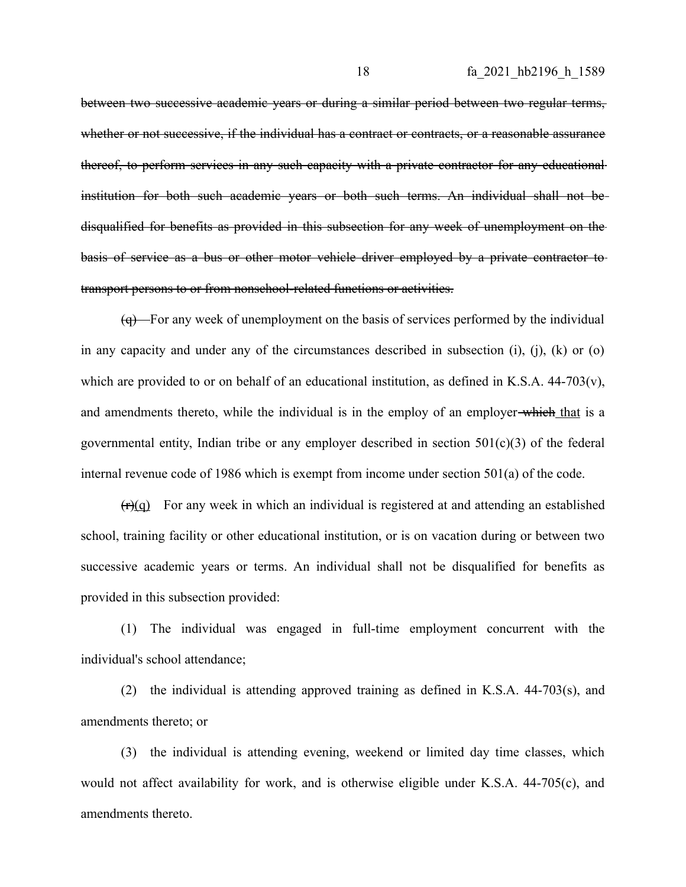~~between two successive academic years or during a similar period between two regular terms, whether or not successive, if the individual has a contract or contracts, or a reasonable assurance thereof, to perform services in any such capacity with a private contractor for any educational institution for both such academic years or both such terms. An individual shall not be disqualified for benefits as provided in this subsection for any week of unemployment on the basis of service as a bus or other motor vehicle driver employed by a private contractor to transport persons to or from nonschool-related functions or activities.~~

~~(q)~~ For any week of unemployment on the basis of services performed by the individual in any capacity and under any of the circumstances described in subsection (i), (j), (k) or (o) which are provided to or on behalf of an educational institution, as defined in K.S.A. 44-703(v), and amendments thereto, while the individual is in the employ of an employer ~~which~~ <u>that</u> is a governmental entity, Indian tribe or any employer described in section 501(c)(3) of the federal internal revenue code of 1986 which is exempt from income under section 501(a) of the code.

~~(r)~~<u>(q)</u> For any week in which an individual is registered at and attending an established school, training facility or other educational institution, or is on vacation during or between two successive academic years or terms. An individual shall not be disqualified for benefits as provided in this subsection provided:

(1) The individual was engaged in full-time employment concurrent with the individual's school attendance;

(2) the individual is attending approved training as defined in K.S.A. 44-703(s), and amendments thereto; or

(3) the individual is attending evening, weekend or limited day time classes, which would not affect availability for work, and is otherwise eligible under K.S.A. 44-705(c), and amendments thereto.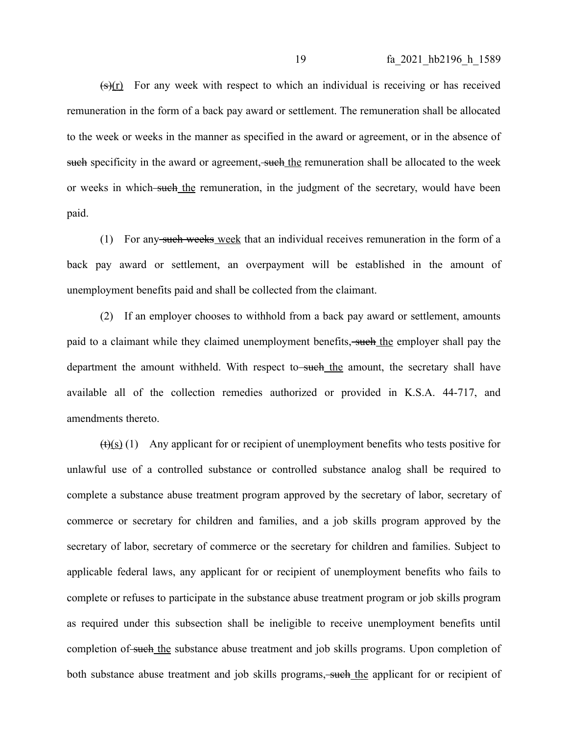~~(s)~~<u>(r)</u> For any week with respect to which an individual is receiving or has received remuneration in the form of a back pay award or settlement. The remuneration shall be allocated to the week or weeks in the manner as specified in the award or agreement, or in the absence of ~~such~~ specificity in the award or agreement, ~~such~~ <u>the</u> remuneration shall be allocated to the week or weeks in which ~~such~~ <u>the</u> remuneration, in the judgment of the secretary, would have been paid.

(1) For any ~~such weeks~~ <u>week</u> that an individual receives remuneration in the form of a back pay award or settlement, an overpayment will be established in the amount of unemployment benefits paid and shall be collected from the claimant.

(2) If an employer chooses to withhold from a back pay award or settlement, amounts paid to a claimant while they claimed unemployment benefits, ~~such~~ <u>the</u> employer shall pay the department the amount withheld. With respect to ~~such~~ <u>the</u> amount, the secretary shall have available all of the collection remedies authorized or provided in K.S.A. 44-717, and amendments thereto.

~~(t)~~<u>(s)</u> (1) Any applicant for or recipient of unemployment benefits who tests positive for unlawful use of a controlled substance or controlled substance analog shall be required to complete a substance abuse treatment program approved by the secretary of labor, secretary of commerce or secretary for children and families, and a job skills program approved by the secretary of labor, secretary of commerce or the secretary for children and families. Subject to applicable federal laws, any applicant for or recipient of unemployment benefits who fails to complete or refuses to participate in the substance abuse treatment program or job skills program as required under this subsection shall be ineligible to receive unemployment benefits until completion of ~~such~~ <u>the</u> substance abuse treatment and job skills programs. Upon completion of both substance abuse treatment and job skills programs, ~~such~~ <u>the</u> applicant for or recipient of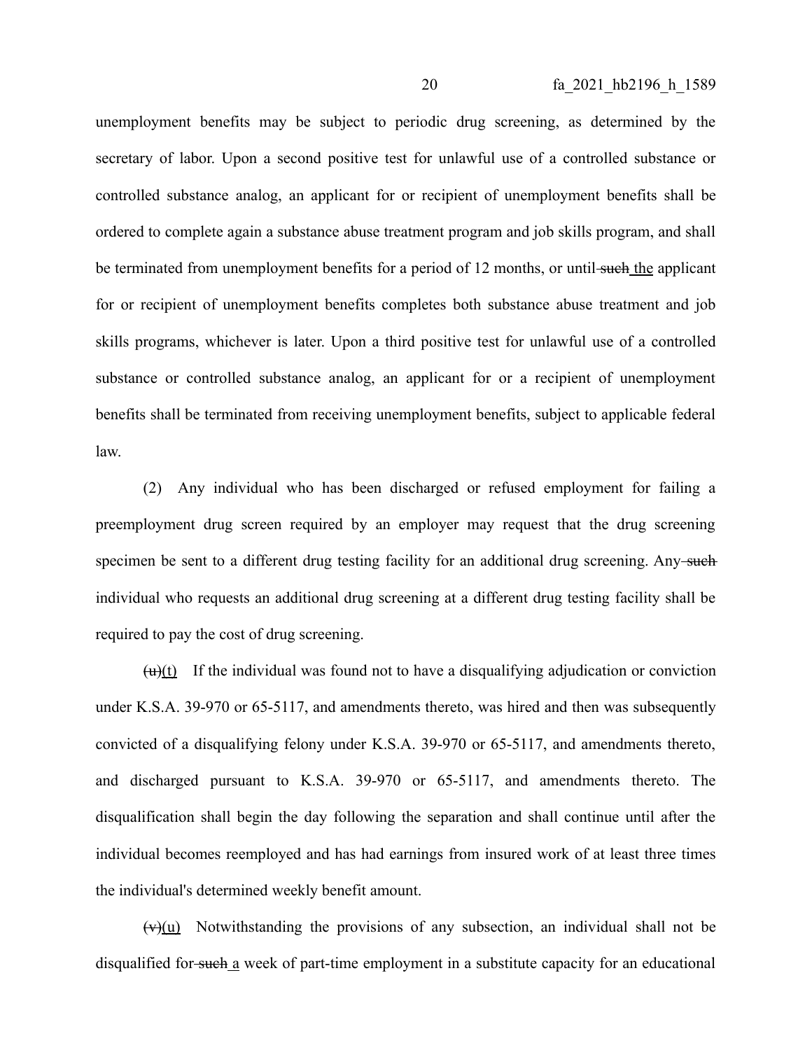unemployment benefits may be subject to periodic drug screening, as determined by the secretary of labor. Upon a second positive test for unlawful use of a controlled substance or controlled substance analog, an applicant for or recipient of unemployment benefits shall be ordered to complete again a substance abuse treatment program and job skills program, and shall be terminated from unemployment benefits for a period of 12 months, or until ~~such~~ the applicant for or recipient of unemployment benefits completes both substance abuse treatment and job skills programs, whichever is later. Upon a third positive test for unlawful use of a controlled substance or controlled substance analog, an applicant for or a recipient of unemployment benefits shall be terminated from receiving unemployment benefits, subject to applicable federal law.

(2) Any individual who has been discharged or refused employment for failing a preemployment drug screen required by an employer may request that the drug screening specimen be sent to a different drug testing facility for an additional drug screening. Any ~~such~~ individual who requests an additional drug screening at a different drug testing facility shall be required to pay the cost of drug screening.

~~(u)~~(t) If the individual was found not to have a disqualifying adjudication or conviction under K.S.A. 39-970 or 65-5117, and amendments thereto, was hired and then was subsequently convicted of a disqualifying felony under K.S.A. 39-970 or 65-5117, and amendments thereto, and discharged pursuant to K.S.A. 39-970 or 65-5117, and amendments thereto. The disqualification shall begin the day following the separation and shall continue until after the individual becomes reemployed and has had earnings from insured work of at least three times the individual's determined weekly benefit amount.

~~(v)~~(u) Notwithstanding the provisions of any subsection, an individual shall not be disqualified for ~~such~~ a week of part-time employment in a substitute capacity for an educational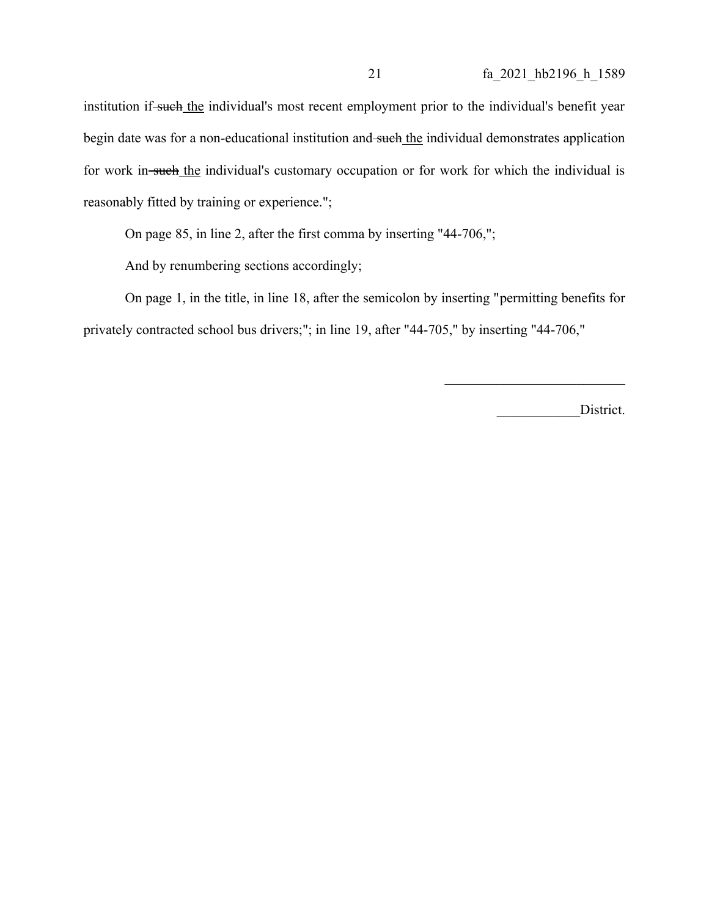institution if ~~such~~ <u>the</u> individual's most recent employment prior to the individual's benefit year begin date was for a non-educational institution and ~~such~~ <u>the</u> individual demonstrates application for work in ~~such~~ <u>the</u> individual's customary occupation or for work for which the individual is reasonably fitted by training or experience.";

On page 85, in line 2, after the first comma by inserting "44-706,";

And by renumbering sections accordingly;

On page 1, in the title, in line 18, after the semicolon by inserting "permitting benefits for privately contracted school bus drivers;"; in line 19, after "44-705," by inserting "44-706,"

\_\_\_\_\_\_\_\_\_\_\_\_\_\_\_\_\_\_\_\_\_\_\_\_\_\_

\_\_\_\_\_\_\_\_\_\_\_\_District.